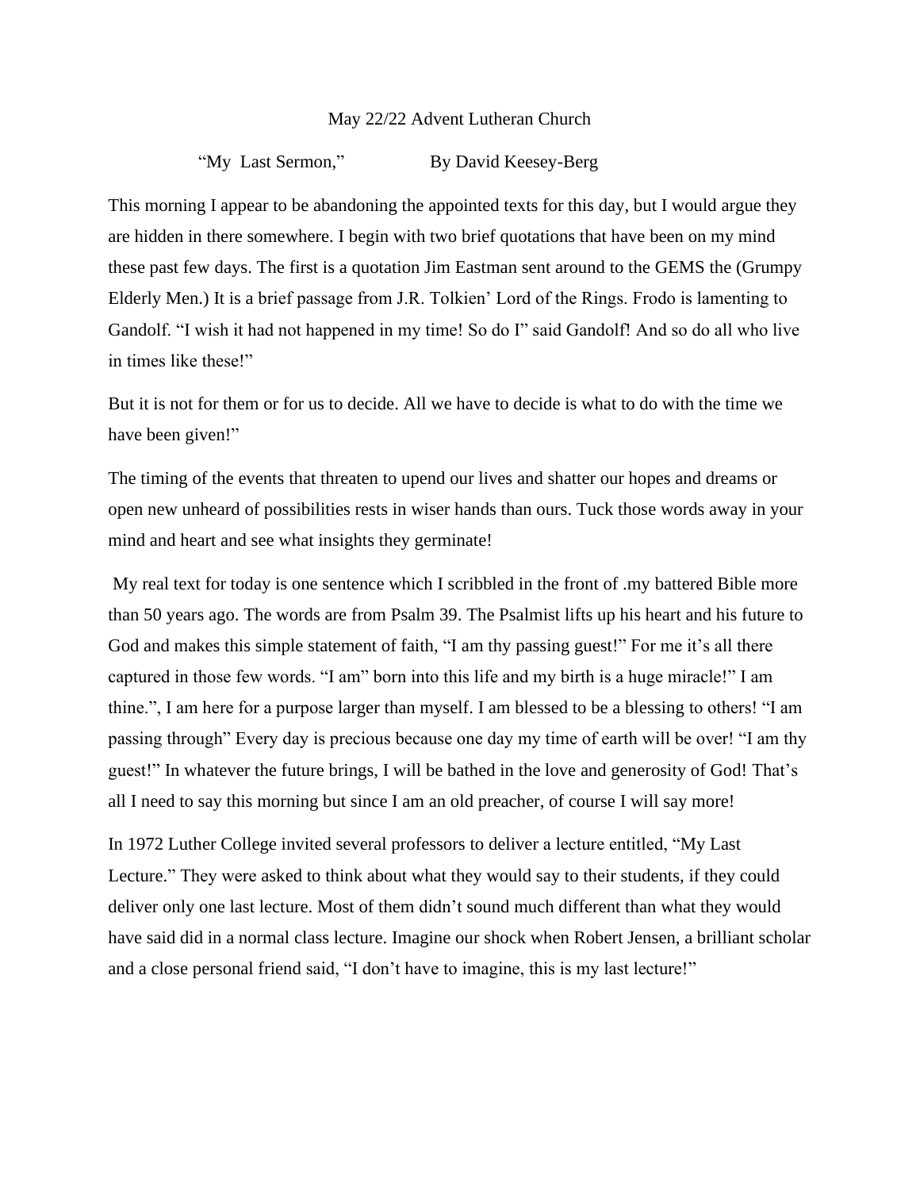May 22/22 Advent Lutheran Church

"My  Last Sermon,"                    By David Keesey-Berg

This morning I appear to be abandoning the appointed texts for this day, but I would argue they are hidden in there somewhere. I begin with two brief quotations that have been on my mind these past few days. The first is a quotation Jim Eastman sent around to the GEMS the (Grumpy Elderly Men.) It is a brief passage from J.R. Tolkien' Lord of the Rings. Frodo is lamenting to Gandolf. "I wish it had not happened in my time! So do I" said Gandolf! And so do all who live in times like these!"

But it is not for them or for us to decide. All we have to decide is what to do with the time we have been given!"

The timing of the events that threaten to upend our lives and shatter our hopes and dreams or open new unheard of possibilities rests in wiser hands than ours. Tuck those words away in your mind and heart and see what insights they germinate!

My real text for today is one sentence which I scribbled in the front of .my battered Bible more than 50 years ago. The words are from Psalm 39. The Psalmist lifts up his heart and his future to God and makes this simple statement of faith, "I am thy passing guest!" For me it's all there captured in those few words. "I am" born into this life and my birth is a huge miracle!" I am thine.", I am here for a purpose larger than myself. I am blessed to be a blessing to others! "I am passing through" Every day is precious because one day my time of earth will be over! "I am thy guest!" In whatever the future brings, I will be bathed in the love and generosity of God! That's all I need to say this morning but since I am an old preacher, of course I will say more!

In 1972 Luther College invited several professors to deliver a lecture entitled, "My Last Lecture." They were asked to think about what they would say to their students, if they could deliver only one last lecture. Most of them didn't sound much different than what they would have said did in a normal class lecture. Imagine our shock when Robert Jensen, a brilliant scholar and a close personal friend said, "I don't have to imagine, this is my last lecture!"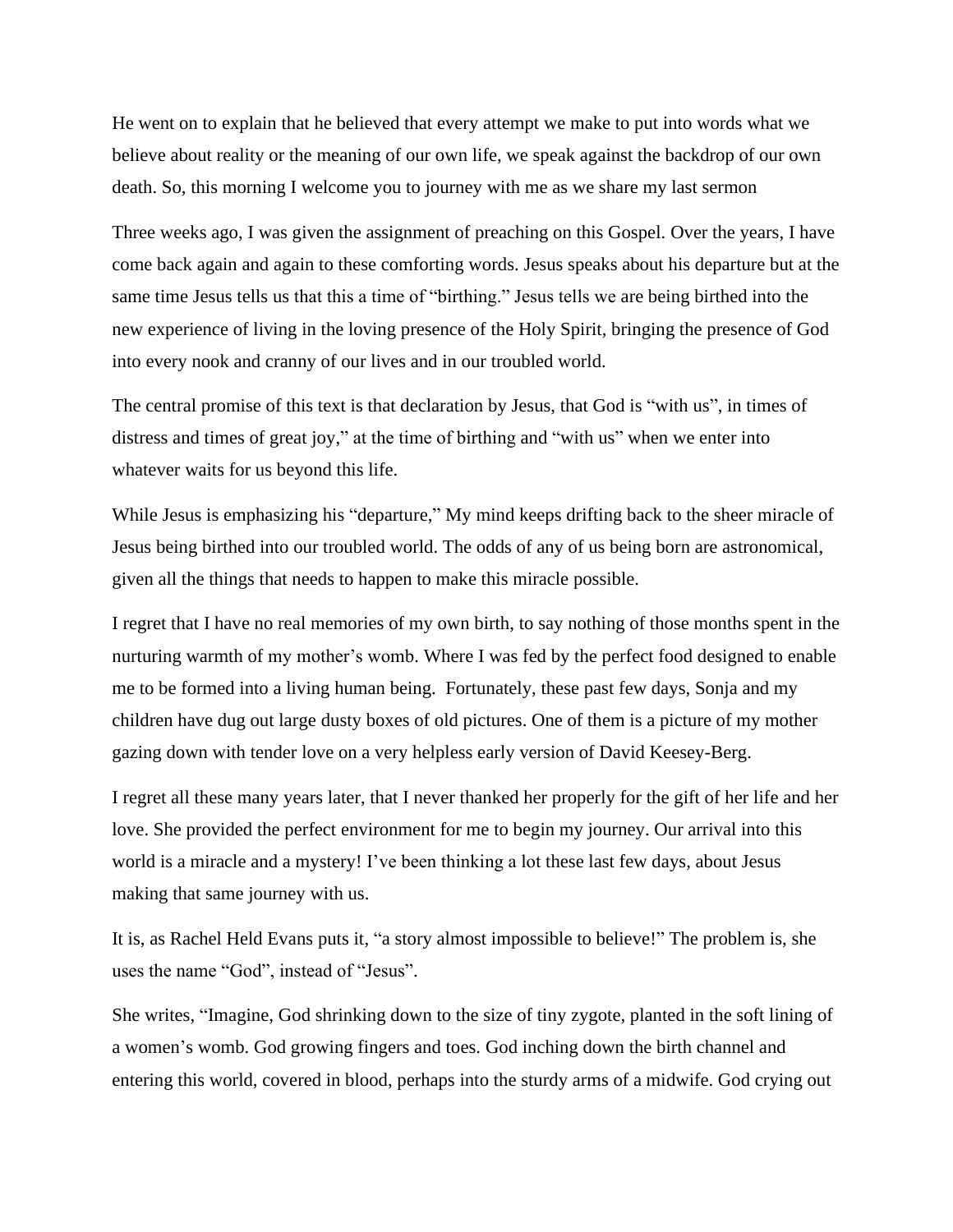He went on to explain that he believed that every attempt we make to put into words what we believe about reality or the meaning of our own life, we speak against the backdrop of our own death. So, this morning I welcome you to journey with me as we share my last sermon

Three weeks ago, I was given the assignment of preaching on this Gospel. Over the years, I have come back again and again to these comforting words. Jesus speaks about his departure but at the same time Jesus tells us that this a time of "birthing." Jesus tells we are being birthed into the new experience of living in the loving presence of the Holy Spirit, bringing the presence of God into every nook and cranny of our lives and in our troubled world.

The central promise of this text is that declaration by Jesus, that God is "with us", in times of distress and times of great joy," at the time of birthing and "with us" when we enter into whatever waits for us beyond this life.

While Jesus is emphasizing his "departure," My mind keeps drifting back to the sheer miracle of Jesus being birthed into our troubled world. The odds of any of us being born are astronomical, given all the things that needs to happen to make this miracle possible.

I regret that I have no real memories of my own birth, to say nothing of those months spent in the nurturing warmth of my mother's womb. Where I was fed by the perfect food designed to enable me to be formed into a living human being. Fortunately, these past few days, Sonja and my children have dug out large dusty boxes of old pictures. One of them is a picture of my mother gazing down with tender love on a very helpless early version of David Keesey-Berg.

I regret all these many years later, that I never thanked her properly for the gift of her life and her love. She provided the perfect environment for me to begin my journey. Our arrival into this world is a miracle and a mystery! I've been thinking a lot these last few days, about Jesus making that same journey with us.

It is, as Rachel Held Evans puts it, "a story almost impossible to believe!" The problem is, she uses the name "God", instead of "Jesus".

She writes, "Imagine, God shrinking down to the size of tiny zygote, planted in the soft lining of a women's womb. God growing fingers and toes. God inching down the birth channel and entering this world, covered in blood, perhaps into the sturdy arms of a midwife. God crying out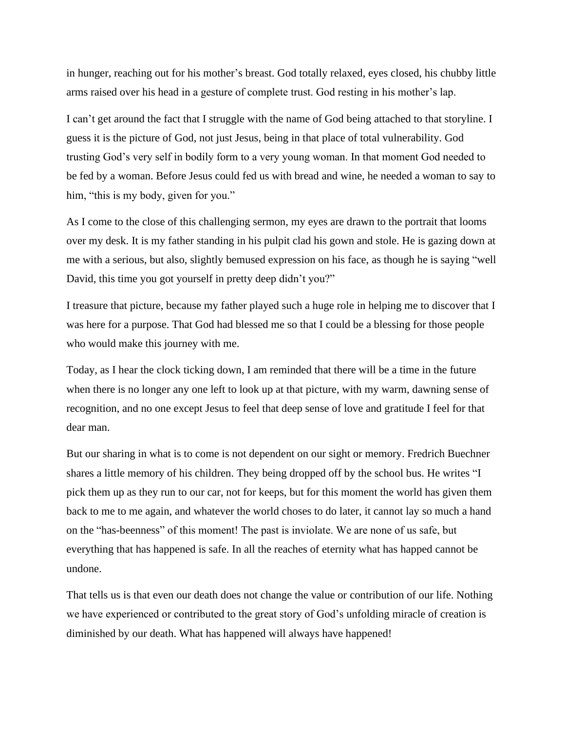in hunger, reaching out for his mother's breast. God totally relaxed, eyes closed, his chubby little arms raised over his head in a gesture of complete trust. God resting in his mother's lap.

I can't get around the fact that I struggle with the name of God being attached to that storyline. I guess it is the picture of God, not just Jesus, being in that place of total vulnerability. God trusting God's very self in bodily form to a very young woman. In that moment God needed to be fed by a woman. Before Jesus could fed us with bread and wine, he needed a woman to say to him, "this is my body, given for you."

As I come to the close of this challenging sermon, my eyes are drawn to the portrait that looms over my desk. It is my father standing in his pulpit clad his gown and stole. He is gazing down at me with a serious, but also, slightly bemused expression on his face, as though he is saying "well David, this time you got yourself in pretty deep didn't you?"

I treasure that picture, because my father played such a huge role in helping me to discover that I was here for a purpose. That God had blessed me so that I could be a blessing for those people who would make this journey with me.

Today, as I hear the clock ticking down, I am reminded that there will be a time in the future when there is no longer any one left to look up at that picture, with my warm, dawning sense of recognition, and no one except Jesus to feel that deep sense of love and gratitude I feel for that dear man.

But our sharing in what is to come is not dependent on our sight or memory. Fredrich Buechner shares a little memory of his children. They being dropped off by the school bus. He writes "I pick them up as they run to our car, not for keeps, but for this moment the world has given them back to me to me again, and whatever the world choses to do later, it cannot lay so much a hand on the "has-beenness" of this moment! The past is inviolate. We are none of us safe, but everything that has happened is safe. In all the reaches of eternity what has happed cannot be undone.

That tells us is that even our death does not change the value or contribution of our life. Nothing we have experienced or contributed to the great story of God's unfolding miracle of creation is diminished by our death. What has happened will always have happened!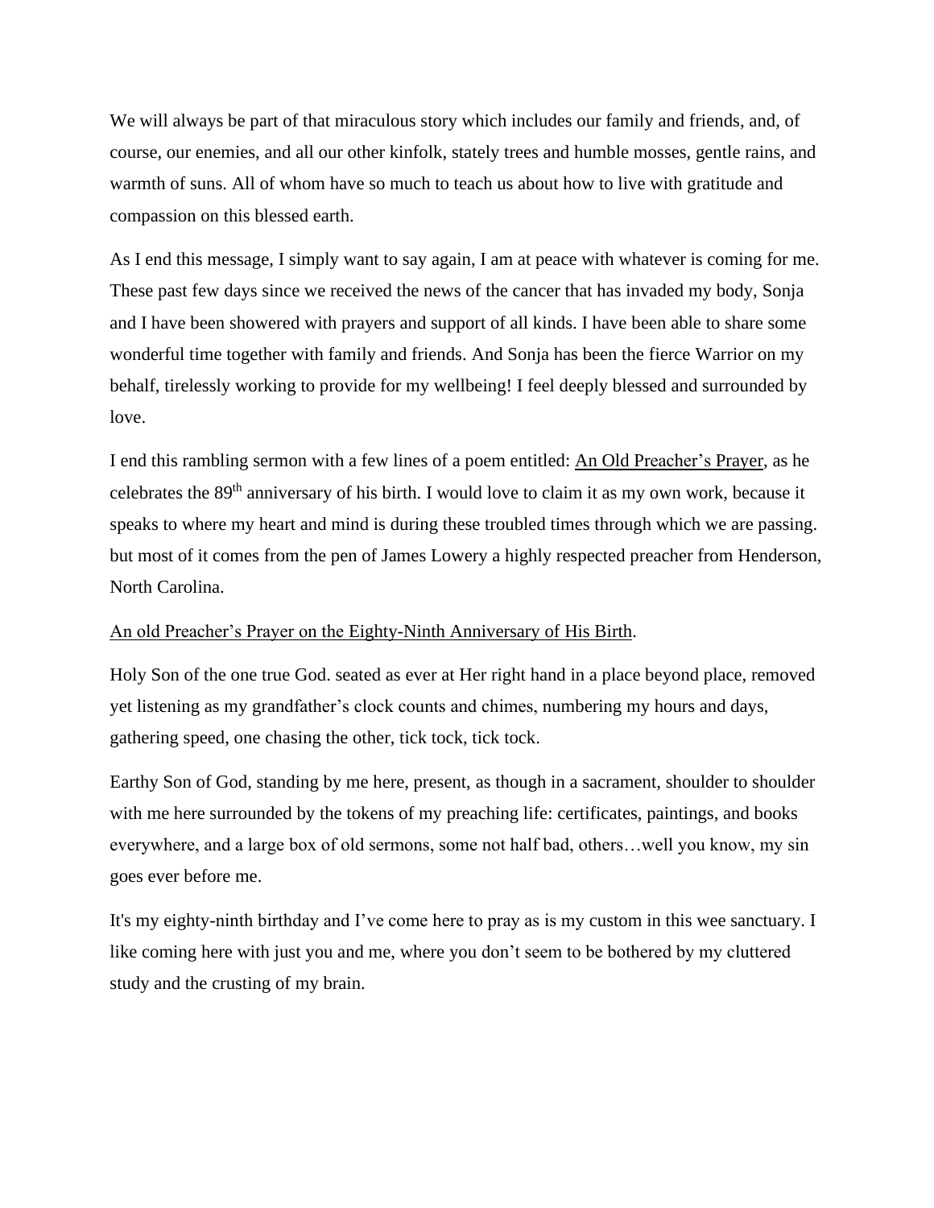We will always be part of that miraculous story which includes our family and friends, and, of course, our enemies, and all our other kinfolk, stately trees and humble mosses, gentle rains, and warmth of suns. All of whom have so much to teach us about how to live with gratitude and compassion on this blessed earth.

As I end this message, I simply want to say again, I am at peace with whatever is coming for me. These past few days since we received the news of the cancer that has invaded my body, Sonja and I have been showered with prayers and support of all kinds. I have been able to share some wonderful time together with family and friends. And Sonja has been the fierce Warrior on my behalf, tirelessly working to provide for my wellbeing! I feel deeply blessed and surrounded by love.

I end this rambling sermon with a few lines of a poem entitled: <u>An Old Preacher's Prayer</u>, as he celebrates the 89th anniversary of his birth. I would love to claim it as my own work, because it speaks to where my heart and mind is during these troubled times through which we are passing. but most of it comes from the pen of James Lowery a highly respected preacher from Henderson, North Carolina.

<u>An old Preacher's Prayer on the Eighty-Ninth Anniversary of His Birth</u>.

Holy Son of the one true God. seated as ever at Her right hand in a place beyond place, removed yet listening as my grandfather's clock counts and chimes, numbering my hours and days, gathering speed, one chasing the other, tick tock, tick tock.

Earthy Son of God, standing by me here, present, as though in a sacrament, shoulder to shoulder with me here surrounded by the tokens of my preaching life: certificates, paintings, and books everywhere, and a large box of old sermons, some not half bad, others…well you know, my sin goes ever before me.

It's my eighty-ninth birthday and I've come here to pray as is my custom in this wee sanctuary. I like coming here with just you and me, where you don't seem to be bothered by my cluttered study and the crusting of my brain.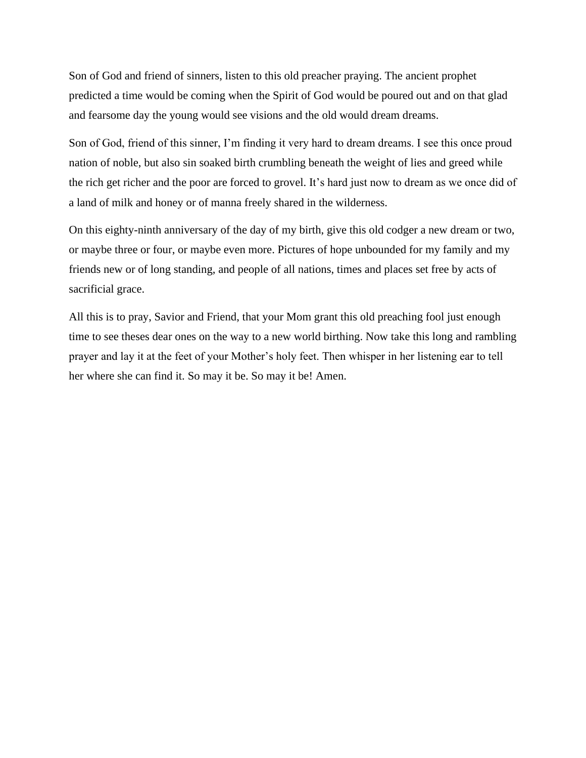Son of God and friend of sinners, listen to this old preacher praying. The ancient prophet predicted a time would be coming when the Spirit of God would be poured out and on that glad and fearsome day the young would see visions and the old would dream dreams.

Son of God, friend of this sinner, I'm finding it very hard to dream dreams. I see this once proud nation of noble, but also sin soaked birth crumbling beneath the weight of lies and greed while the rich get richer and the poor are forced to grovel. It's hard just now to dream as we once did of a land of milk and honey or of manna freely shared in the wilderness.

On this eighty-ninth anniversary of the day of my birth, give this old codger a new dream or two, or maybe three or four, or maybe even more. Pictures of hope unbounded for my family and my friends new or of long standing, and people of all nations, times and places set free by acts of sacrificial grace.

All this is to pray, Savior and Friend, that your Mom grant this old preaching fool just enough time to see theses dear ones on the way to a new world birthing. Now take this long and rambling prayer and lay it at the feet of your Mother's holy feet. Then whisper in her listening ear to tell her where she can find it. So may it be. So may it be! Amen.